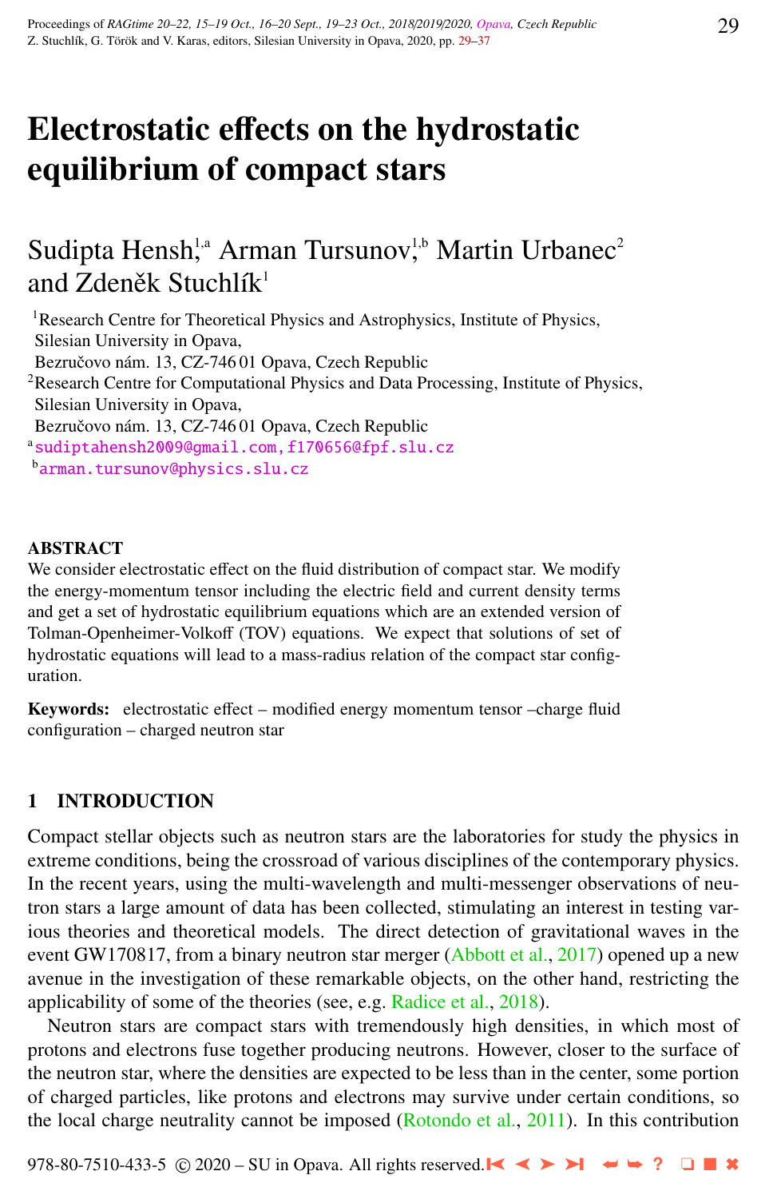# Electrostatic effects on the hydrostatic equilibrium of compact stars

Sudipta Hensh,[1,a] Arman Tursunov,[1,b] Martin Urbanec[2] and Zdeněk Stuchlík[1]

[1]Research Centre for Theoretical Physics and Astrophysics, Institute of Physics, Silesian University in Opava, Bezručovo nám. 13, CZ-746 01 Opava, Czech Republic

[2]Research Centre for Computational Physics and Data Processing, Institute of Physics, Silesian University in Opava, Bezručovo nám. 13, CZ-746 01 Opava, Czech Republic

[a]sudiptahensh2009@gmail.com, f170656@fpf.slu.cz

[b]arman.tursunov@physics.slu.cz

## ABSTRACT

We consider electrostatic effect on the fluid distribution of compact star. We modify the energy-momentum tensor including the electric field and current density terms and get a set of hydrostatic equilibrium equations which are an extended version of Tolman-Openheimer-Volkoff (TOV) equations. We expect that solutions of set of hydrostatic equations will lead to a mass-radius relation of the compact star configuration.

**Keywords:** electrostatic effect – modified energy momentum tensor –charge fluid configuration – charged neutron star

## 1 INTRODUCTION

Compact stellar objects such as neutron stars are the laboratories for study the physics in extreme conditions, being the crossroad of various disciplines of the contemporary physics. In the recent years, using the multi-wavelength and multi-messenger observations of neutron stars a large amount of data has been collected, stimulating an interest in testing various theories and theoretical models. The direct detection of gravitational waves in the event GW170817, from a binary neutron star merger (Abbott et al., 2017) opened up a new avenue in the investigation of these remarkable objects, on the other hand, restricting the applicability of some of the theories (see, e.g. Radice et al., 2018).

Neutron stars are compact stars with tremendously high densities, in which most of protons and electrons fuse together producing neutrons. However, closer to the surface of the neutron star, where the densities are expected to be less than in the center, some portion of charged particles, like protons and electrons may survive under certain conditions, so the local charge neutrality cannot be imposed (Rotondo et al., 2011). In this contribution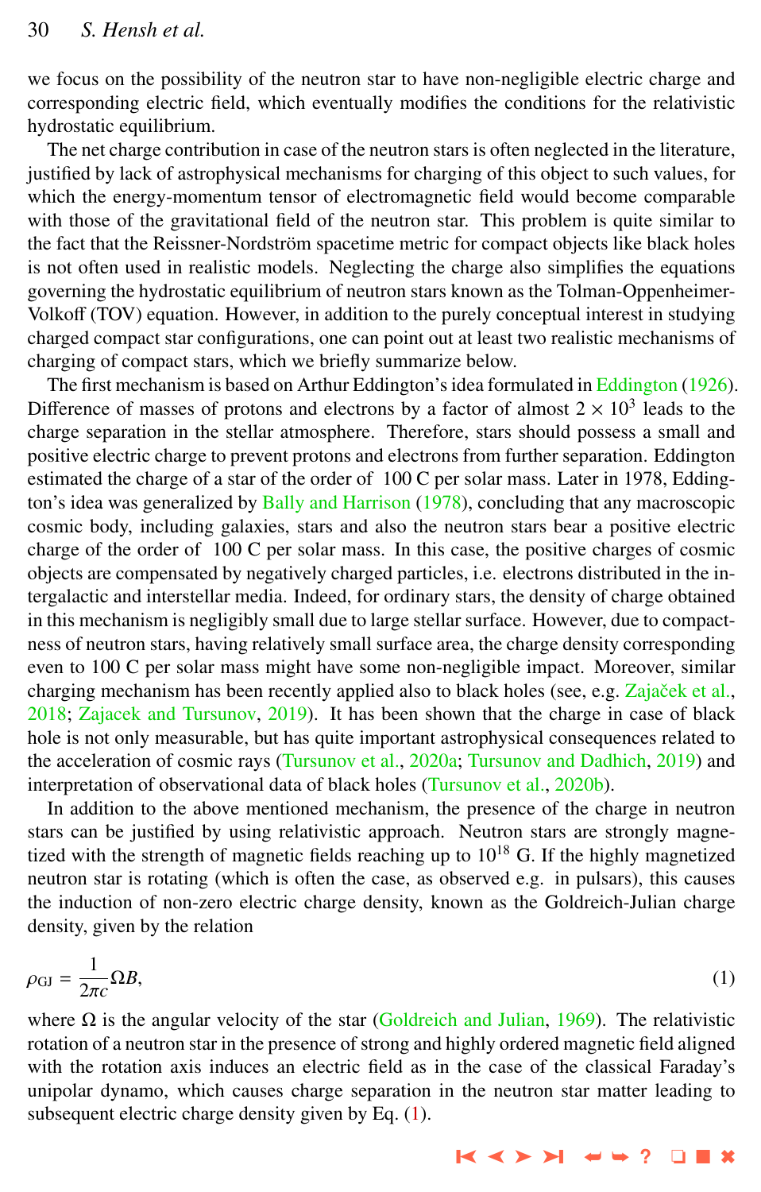we focus on the possibility of the neutron star to have non-negligible electric charge and corresponding electric field, which eventually modifies the conditions for the relativistic hydrostatic equilibrium.

The net charge contribution in case of the neutron stars is often neglected in the literature, justified by lack of astrophysical mechanisms for charging of this object to such values, for which the energy-momentum tensor of electromagnetic field would become comparable with those of the gravitational field of the neutron star. This problem is quite similar to the fact that the Reissner-Nordström spacetime metric for compact objects like black holes is not often used in realistic models. Neglecting the charge also simplifies the equations governing the hydrostatic equilibrium of neutron stars known as the Tolman-Oppenheimer-Volkoff (TOV) equation. However, in addition to the purely conceptual interest in studying charged compact star configurations, one can point out at least two realistic mechanisms of charging of compact stars, which we briefly summarize below.

The first mechanism is based on Arthur Eddington's idea formulated in Eddington (1926). Difference of masses of protons and electrons by a factor of almost $2 \times 10^3$ leads to the charge separation in the stellar atmosphere. Therefore, stars should possess a small and positive electric charge to prevent protons and electrons from further separation. Eddington estimated the charge of a star of the order of 100 C per solar mass. Later in 1978, Eddington's idea was generalized by Bally and Harrison (1978), concluding that any macroscopic cosmic body, including galaxies, stars and also the neutron stars bear a positive electric charge of the order of 100 C per solar mass. In this case, the positive charges of cosmic objects are compensated by negatively charged particles, i.e. electrons distributed in the intergalactic and interstellar media. Indeed, for ordinary stars, the density of charge obtained in this mechanism is negligibly small due to large stellar surface. However, due to compactness of neutron stars, having relatively small surface area, the charge density corresponding even to 100 C per solar mass might have some non-negligible impact. Moreover, similar charging mechanism has been recently applied also to black holes (see, e.g. Zajaček et al., 2018; Zajacek and Tursunov, 2019). It has been shown that the charge in case of black hole is not only measurable, but has quite important astrophysical consequences related to the acceleration of cosmic rays (Tursunov et al., 2020a; Tursunov and Dadhich, 2019) and interpretation of observational data of black holes (Tursunov et al., 2020b).

In addition to the above mentioned mechanism, the presence of the charge in neutron stars can be justified by using relativistic approach. Neutron stars are strongly magnetized with the strength of magnetic fields reaching up to $10^{18}$ G. If the highly magnetized neutron star is rotating (which is often the case, as observed e.g. in pulsars), this causes the induction of non-zero electric charge density, known as the Goldreich-Julian charge density, given by the relation

$$\rho_{\rm GJ} = \frac{1}{2\pi c}\Omega B, \tag{1}$$

where $\Omega$ is the angular velocity of the star (Goldreich and Julian, 1969). The relativistic rotation of a neutron star in the presence of strong and highly ordered magnetic field aligned with the rotation axis induces an electric field as in the case of the classical Faraday's unipolar dynamo, which causes charge separation in the neutron star matter leading to subsequent electric charge density given by Eq. (1).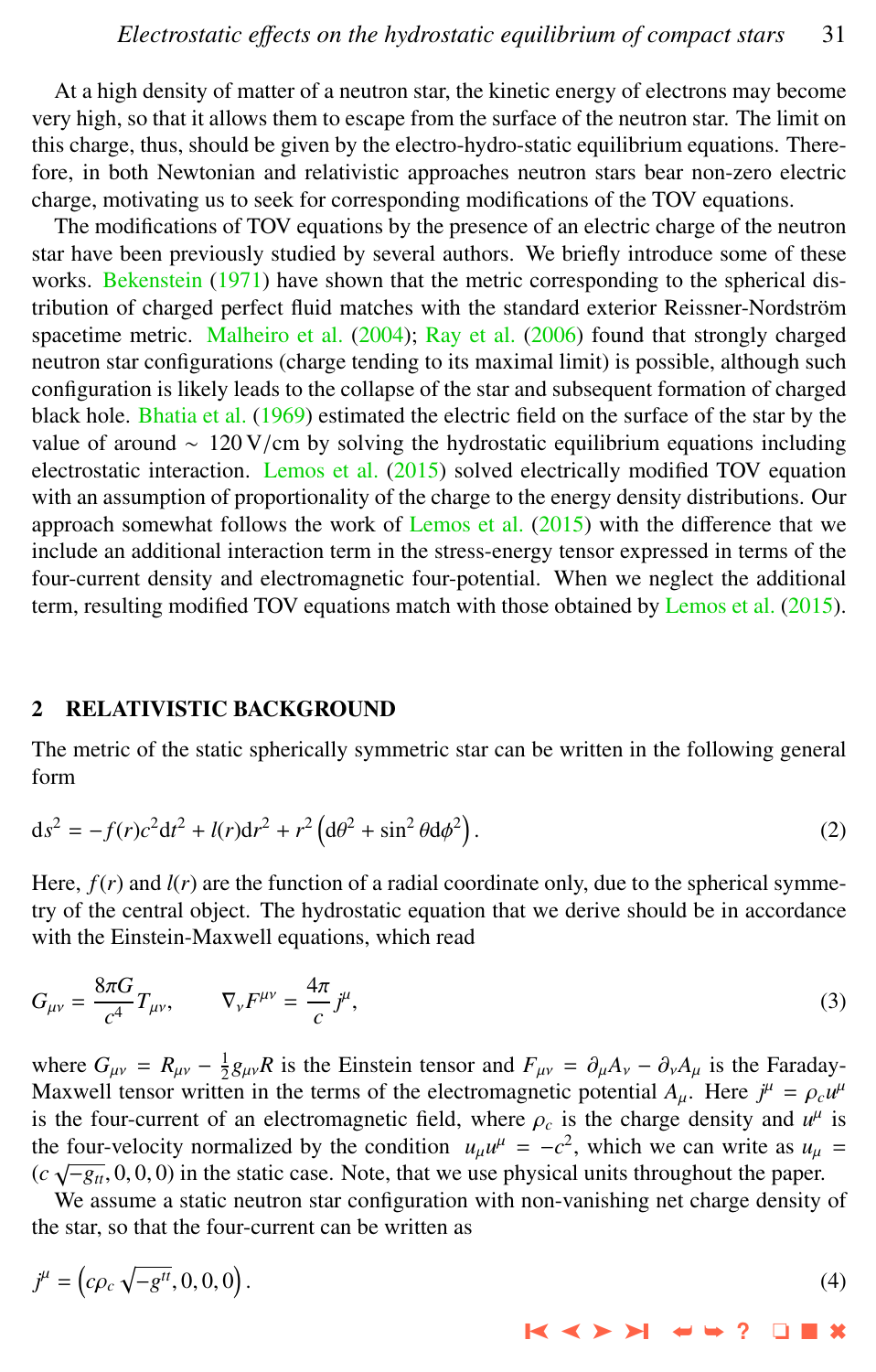At a high density of matter of a neutron star, the kinetic energy of electrons may become very high, so that it allows them to escape from the surface of the neutron star. The limit on this charge, thus, should be given by the electro-hydro-static equilibrium equations. Therefore, in both Newtonian and relativistic approaches neutron stars bear non-zero electric charge, motivating us to seek for corresponding modifications of the TOV equations.

The modifications of TOV equations by the presence of an electric charge of the neutron star have been previously studied by several authors. We briefly introduce some of these works. Bekenstein (1971) have shown that the metric corresponding to the spherical distribution of charged perfect fluid matches with the standard exterior Reissner-Nordström spacetime metric. Malheiro et al. (2004); Ray et al. (2006) found that strongly charged neutron star configurations (charge tending to its maximal limit) is possible, although such configuration is likely leads to the collapse of the star and subsequent formation of charged black hole. Bhatia et al. (1969) estimated the electric field on the surface of the star by the value of around $\sim 120\,\mathrm{V/cm}$ by solving the hydrostatic equilibrium equations including electrostatic interaction. Lemos et al. (2015) solved electrically modified TOV equation with an assumption of proportionality of the charge to the energy density distributions. Our approach somewhat follows the work of Lemos et al. (2015) with the difference that we include an additional interaction term in the stress-energy tensor expressed in terms of the four-current density and electromagnetic four-potential. When we neglect the additional term, resulting modified TOV equations match with those obtained by Lemos et al. (2015).

## 2 RELATIVISTIC BACKGROUND

The metric of the static spherically symmetric star can be written in the following general form

$$\mathrm{d}s^2 = -f(r)c^2\mathrm{d}t^2 + l(r)\mathrm{d}r^2 + r^2\left(\mathrm{d}\theta^2 + \sin^2\theta\mathrm{d}\phi^2\right). \tag{2}$$

Here, $f(r)$ and $l(r)$ are the function of a radial coordinate only, due to the spherical symmetry of the central object. The hydrostatic equation that we derive should be in accordance with the Einstein-Maxwell equations, which read

$$G_{\mu\nu} = \frac{8\pi G}{c^4}T_{\mu\nu}, \qquad \nabla_\nu F^{\mu\nu} = \frac{4\pi}{c}j^\mu, \tag{3}$$

where $G_{\mu\nu} = R_{\mu\nu} - \frac{1}{2}g_{\mu\nu}R$ is the Einstein tensor and $F_{\mu\nu} = \partial_\mu A_\nu - \partial_\nu A_\mu$ is the Faraday-Maxwell tensor written in the terms of the electromagnetic potential $A_\mu$. Here $j^\mu = \rho_c u^\mu$ is the four-current of an electromagnetic field, where $\rho_c$ is the charge density and $u^\mu$ is the four-velocity normalized by the condition $u_\mu u^\mu = -c^2$, which we can write as $u_\mu = (c\sqrt{-g_{tt}}, 0, 0, 0)$ in the static case. Note, that we use physical units throughout the paper.

We assume a static neutron star configuration with non-vanishing net charge density of the star, so that the four-current can be written as

$$j^\mu = \left(c\rho_c\sqrt{-g^{tt}}, 0, 0, 0\right). \tag{4}$$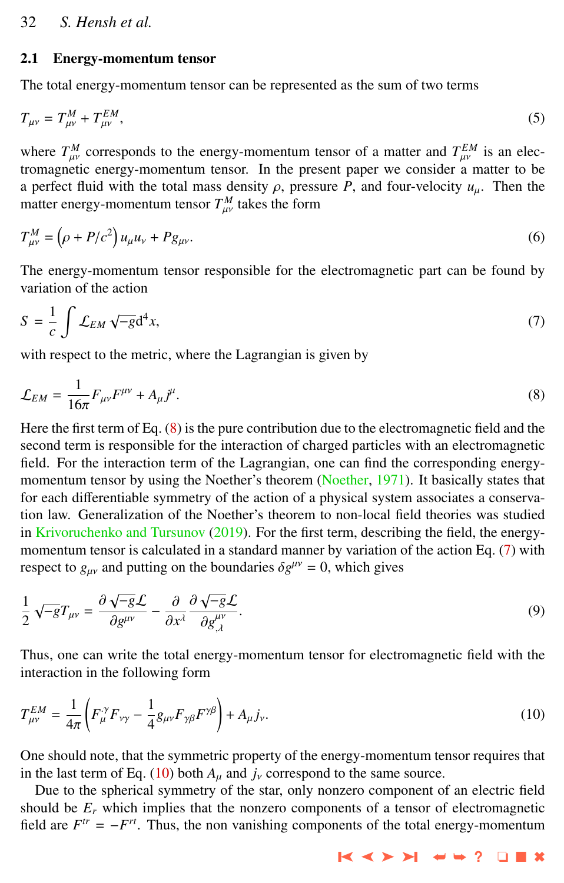## 2.1 Energy-momentum tensor

The total energy-momentum tensor can be represented as the sum of two terms

$$T_{\mu\nu} = T^{M}_{\mu\nu} + T^{EM}_{\mu\nu}, \tag{5}$$

where $T^{M}_{\mu\nu}$ corresponds to the energy-momentum tensor of a matter and $T^{EM}_{\mu\nu}$ is an electromagnetic energy-momentum tensor. In the present paper we consider a matter to be a perfect fluid with the total mass density $\rho$, pressure $P$, and four-velocity $u_\mu$. Then the matter energy-momentum tensor $T^{M}_{\mu\nu}$ takes the form

$$T^{M}_{\mu\nu} = \left(\rho + P/c^2\right) u_\mu u_\nu + P g_{\mu\nu}. \tag{6}$$

The energy-momentum tensor responsible for the electromagnetic part can be found by variation of the action

$$S = \frac{1}{c} \int \mathcal{L}_{EM} \sqrt{-g} \mathrm{d}^4 x, \tag{7}$$

with respect to the metric, where the Lagrangian is given by

$$\mathcal{L}_{EM} = \frac{1}{16\pi} F_{\mu\nu} F^{\mu\nu} + A_\mu j^\mu. \tag{8}$$

Here the first term of Eq. (8) is the pure contribution due to the electromagnetic field and the second term is responsible for the interaction of charged particles with an electromagnetic field. For the interaction term of the Lagrangian, one can find the corresponding energy-momentum tensor by using the Noether's theorem (Noether, 1971). It basically states that for each differentiable symmetry of the action of a physical system associates a conservation law. Generalization of the Noether's theorem to non-local field theories was studied in Krivoruchenko and Tursunov (2019). For the first term, describing the field, the energy-momentum tensor is calculated in a standard manner by variation of the action Eq. (7) with respect to $g_{\mu\nu}$ and putting on the boundaries $\delta g^{\mu\nu} = 0$, which gives

$$\frac{1}{2} \sqrt{-g} T_{\mu\nu} = \frac{\partial \sqrt{-g} \mathcal{L}}{\partial g^{\mu\nu}} - \frac{\partial}{\partial x^\lambda} \frac{\partial \sqrt{-g} \mathcal{L}}{\partial g^{\mu\nu}_{,\lambda}}. \tag{9}$$

Thus, one can write the total energy-momentum tensor for electromagnetic field with the interaction in the following form

$$T^{EM}_{\mu\nu} = \frac{1}{4\pi} \left( F^{\ \gamma}_{\mu} F_{\nu\gamma} - \frac{1}{4} g_{\mu\nu} F_{\gamma\beta} F^{\gamma\beta} \right) + A_\mu j_\nu. \tag{10}$$

One should note, that the symmetric property of the energy-momentum tensor requires that in the last term of Eq. (10) both $A_\mu$ and $j_\nu$ correspond to the same source.

Due to the spherical symmetry of the star, only nonzero component of an electric field should be $E_r$ which implies that the nonzero components of a tensor of electromagnetic field are $F^{tr} = -F^{rt}$. Thus, the non vanishing components of the total energy-momentum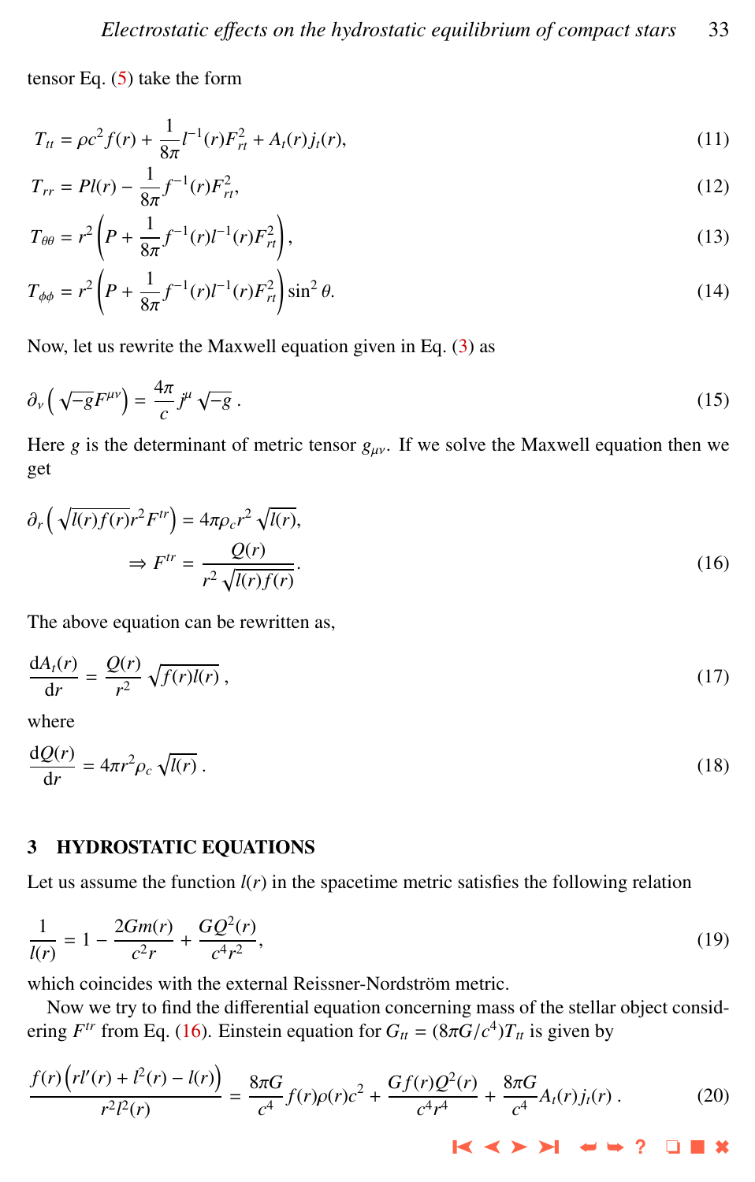tensor Eq. (5) take the form

$$T_{tt} = \rho c^2 f(r) + \frac{1}{8\pi} l^{-1}(r) F_{rt}^2 + A_t(r) j_t(r), \tag{11}$$

$$T_{rr} = P l(r) - \frac{1}{8\pi} f^{-1}(r) F_{rt}^2, \tag{12}$$

$$T_{\theta\theta} = r^2 \left( P + \frac{1}{8\pi} f^{-1}(r) l^{-1}(r) F_{rt}^2 \right), \tag{13}$$

$$T_{\phi\phi} = r^2 \left( P + \frac{1}{8\pi} f^{-1}(r) l^{-1}(r) F_{rt}^2 \right) \sin^2\theta. \tag{14}$$

Now, let us rewrite the Maxwell equation given in Eq. (3) as

$$\partial_\nu \left( \sqrt{-g} F^{\mu\nu} \right) = \frac{4\pi}{c} j^\mu \sqrt{-g}\,. \tag{15}$$

Here $g$ is the determinant of metric tensor $g_{\mu\nu}$. If we solve the Maxwell equation then we get

$$\partial_r \left( \sqrt{l(r) f(r)} r^2 F^{tr} \right) = 4\pi\rho_c r^2 \sqrt{l(r)},$$
$$\Rightarrow F^{tr} = \frac{Q(r)}{r^2 \sqrt{l(r) f(r)}}. \tag{16}$$

The above equation can be rewritten as,

$$\frac{\mathrm{d}A_t(r)}{\mathrm{d}r} = \frac{Q(r)}{r^2} \sqrt{f(r) l(r)}\,, \tag{17}$$

where

$$\frac{\mathrm{d}Q(r)}{\mathrm{d}r} = 4\pi r^2 \rho_c \sqrt{l(r)}\,. \tag{18}$$

## 3 HYDROSTATIC EQUATIONS

Let us assume the function $l(r)$ in the spacetime metric satisfies the following relation

$$\frac{1}{l(r)} = 1 - \frac{2Gm(r)}{c^2 r} + \frac{GQ^2(r)}{c^4 r^2}, \tag{19}$$

which coincides with the external Reissner-Nordström metric.

Now we try to find the differential equation concerning mass of the stellar object considering $F^{tr}$ from Eq. (16). Einstein equation for $G_{tt} = (8\pi G/c^4) T_{tt}$ is given by

$$\frac{f(r)\left( r l'(r) + l^2(r) - l(r) \right)}{r^2 l^2(r)} = \frac{8\pi G}{c^4} f(r)\rho(r) c^2 + \frac{G f(r) Q^2(r)}{c^4 r^4} + \frac{8\pi G}{c^4} A_t(r) j_t(r)\,. \tag{20}$$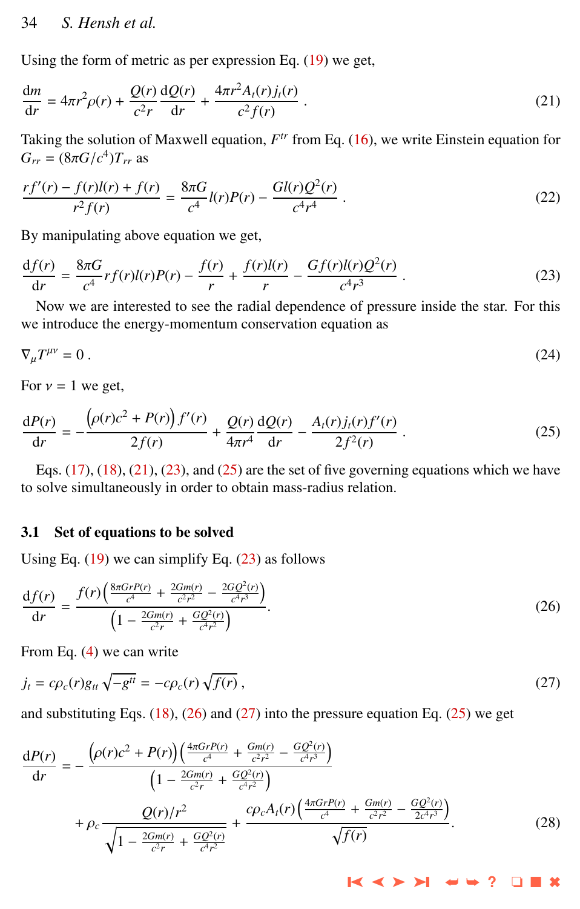Using the form of metric as per expression Eq. (19) we get,

$$\frac{\mathrm{d}m}{\mathrm{d}r} = 4\pi r^2\rho(r) + \frac{Q(r)}{c^2 r}\frac{\mathrm{d}Q(r)}{\mathrm{d}r} + \frac{4\pi r^2 A_t(r) j_t(r)}{c^2 f(r)} \,. \tag{21}$$

Taking the solution of Maxwell equation, $F^{tr}$ from Eq. (16), we write Einstein equation for $G_{rr} = (8\pi G/c^4)T_{rr}$ as

$$\frac{r f'(r) - f(r)l(r) + f(r)}{r^2 f(r)} = \frac{8\pi G}{c^4} l(r)P(r) - \frac{G l(r) Q^2(r)}{c^4 r^4} \,. \tag{22}$$

By manipulating above equation we get,

$$\frac{\mathrm{d}f(r)}{\mathrm{d}r} = \frac{8\pi G}{c^4} r f(r) l(r) P(r) - \frac{f(r)}{r} + \frac{f(r)l(r)}{r} - \frac{G f(r) l(r) Q^2(r)}{c^4 r^3} \,. \tag{23}$$

Now we are interested to see the radial dependence of pressure inside the star. For this we introduce the energy-momentum conservation equation as

$$\nabla_\mu T^{\mu\nu} = 0 \,. \tag{24}$$

For $\nu = 1$ we get,

$$\frac{\mathrm{d}P(r)}{\mathrm{d}r} = -\frac{\left(\rho(r)c^2 + P(r)\right) f'(r)}{2f(r)} + \frac{Q(r)}{4\pi r^4}\frac{\mathrm{d}Q(r)}{\mathrm{d}r} - \frac{A_t(r) j_t(r) f'(r)}{2f^2(r)} \,. \tag{25}$$

Eqs. (17), (18), (21), (23), and (25) are the set of five governing equations which we have to solve simultaneously in order to obtain mass-radius relation.

### 3.1 Set of equations to be solved

Using Eq. (19) we can simplify Eq. (23) as follows

$$\frac{\mathrm{d}f(r)}{\mathrm{d}r} = \frac{f(r)\left(\frac{8\pi G r P(r)}{c^4} + \frac{2Gm(r)}{c^2 r^2} - \frac{2GQ^2(r)}{c^4 r^3}\right)}{\left(1 - \frac{2Gm(r)}{c^2 r} + \frac{GQ^2(r)}{c^4 r^2}\right)} . \tag{26}$$

From Eq. (4) we can write

$$j_t = c\rho_c(r) g_{tt}\sqrt{-g^{tt}} = -c\rho_c(r)\sqrt{f(r)} \,, \tag{27}$$

and substituting Eqs. (18), (26) and (27) into the pressure equation Eq. (25) we get

$$\frac{\mathrm{d}P(r)}{\mathrm{d}r} = -\frac{\left(\rho(r)c^2 + P(r)\right)\left(\frac{4\pi G r P(r)}{c^4} + \frac{Gm(r)}{c^2 r^2} - \frac{GQ^2(r)}{c^4 r^3}\right)}{\left(1 - \frac{2Gm(r)}{c^2 r} + \frac{GQ^2(r)}{c^4 r^2}\right)} + \rho_c \frac{Q(r)/r^2}{\sqrt{1 - \frac{2Gm(r)}{c^2 r} + \frac{GQ^2(r)}{c^4 r^2}}} + \frac{c\rho_c A_t(r)\left(\frac{4\pi G r P(r)}{c^4} + \frac{Gm(r)}{c^2 r^2} - \frac{GQ^2(r)}{2c^4 r^3}\right)}{\sqrt{f(r)}} . \tag{28}$$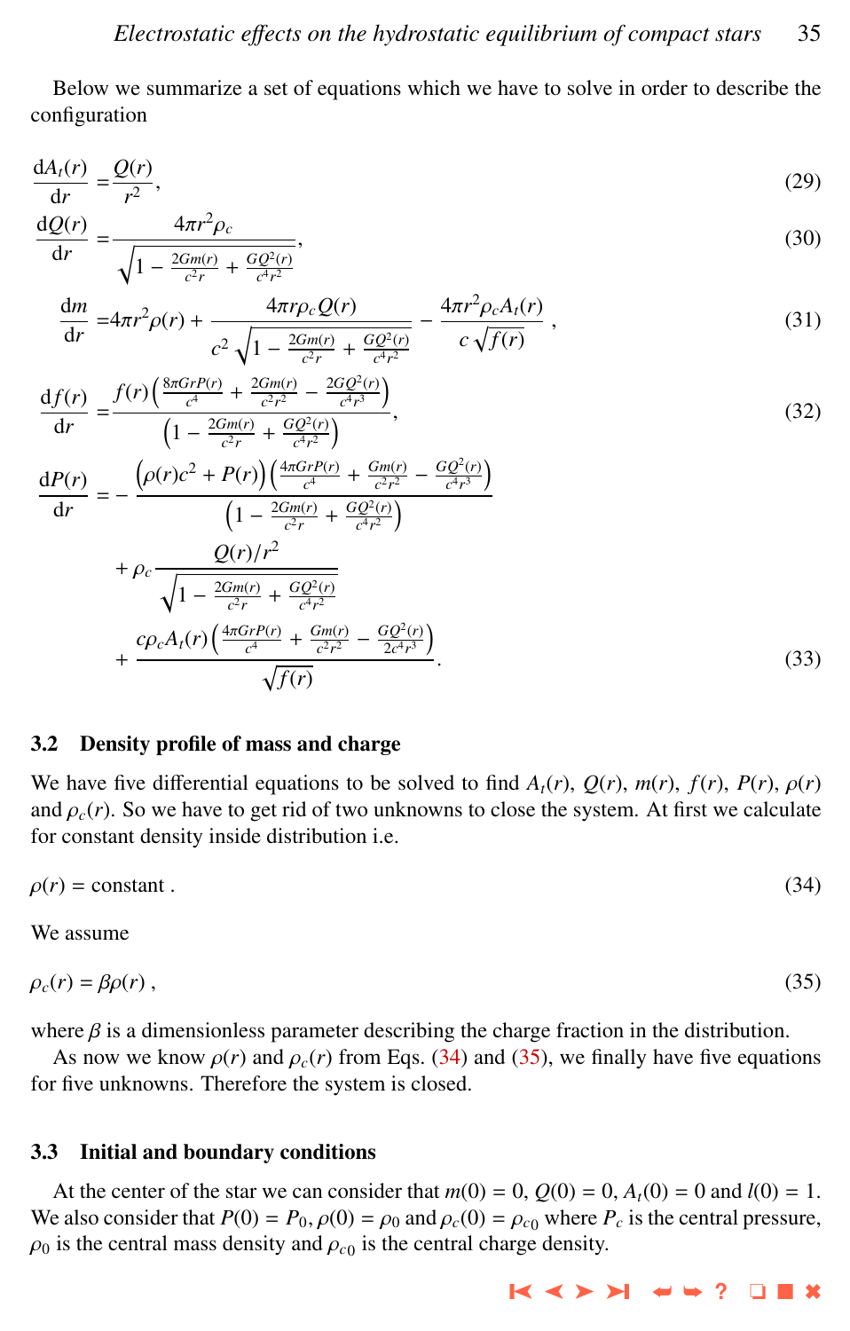Below we summarize a set of equations which we have to solve in order to describe the configuration

$$\frac{\mathrm{d}A_t(r)}{\mathrm{d}r} = \frac{Q(r)}{r^2}, \tag{29}$$

$$\frac{\mathrm{d}Q(r)}{\mathrm{d}r} = \frac{4\pi r^2 \rho_c}{\sqrt{1 - \frac{2Gm(r)}{c^2 r} + \frac{GQ^2(r)}{c^4 r^2}}}, \tag{30}$$

$$\frac{\mathrm{d}m}{\mathrm{d}r} = 4\pi r^2 \rho(r) + \frac{4\pi r \rho_c Q(r)}{c^2 \sqrt{1 - \frac{2Gm(r)}{c^2 r} + \frac{GQ^2(r)}{c^4 r^2}}} - \frac{4\pi r^2 \rho_c A_t(r)}{c\sqrt{f(r)}}, \tag{31}$$

$$\frac{\mathrm{d}f(r)}{\mathrm{d}r} = \frac{f(r)\left(\frac{8\pi G r P(r)}{c^4} + \frac{2Gm(r)}{c^2 r^2} - \frac{2GQ^2(r)}{c^4 r^3}\right)}{\left(1 - \frac{2Gm(r)}{c^2 r} + \frac{GQ^2(r)}{c^4 r^2}\right)}, \tag{32}$$

$$\begin{aligned}\frac{\mathrm{d}P(r)}{\mathrm{d}r} = &-\frac{\left(\rho(r)c^2 + P(r)\right)\left(\frac{4\pi G r P(r)}{c^4} + \frac{Gm(r)}{c^2 r^2} - \frac{GQ^2(r)}{c^4 r^3}\right)}{\left(1 - \frac{2Gm(r)}{c^2 r} + \frac{GQ^2(r)}{c^4 r^2}\right)} \\ &+ \rho_c \frac{Q(r)/r^2}{\sqrt{1 - \frac{2Gm(r)}{c^2 r} + \frac{GQ^2(r)}{c^4 r^2}}} \\ &+ \frac{c\rho_c A_t(r)\left(\frac{4\pi G r P(r)}{c^4} + \frac{Gm(r)}{c^2 r^2} - \frac{GQ^2(r)}{2c^4 r^3}\right)}{\sqrt{f(r)}}.\end{aligned} \tag{33}$$

### 3.2 Density profile of mass and charge

We have five differential equations to be solved to find $A_t(r)$, $Q(r)$, $m(r)$, $f(r)$, $P(r)$, $\rho(r)$ and $\rho_c(r)$. So we have to get rid of two unknowns to close the system. At first we calculate for constant density inside distribution i.e.

$$\rho(r) = \text{constant}\,. \tag{34}$$

We assume

$$\rho_c(r) = \beta \rho(r)\,, \tag{35}$$

where $\beta$ is a dimensionless parameter describing the charge fraction in the distribution.

As now we know $\rho(r)$ and $\rho_c(r)$ from Eqs. (34) and (35), we finally have five equations for five unknowns. Therefore the system is closed.

### 3.3 Initial and boundary conditions

At the center of the star we can consider that $m(0) = 0$, $Q(0) = 0$, $A_t(0) = 0$ and $l(0) = 1$. We also consider that $P(0) = P_0$, $\rho(0) = \rho_0$ and $\rho_c(0) = \rho_{c0}$ where $P_c$ is the central pressure, $\rho_0$ is the central mass density and $\rho_{c0}$ is the central charge density.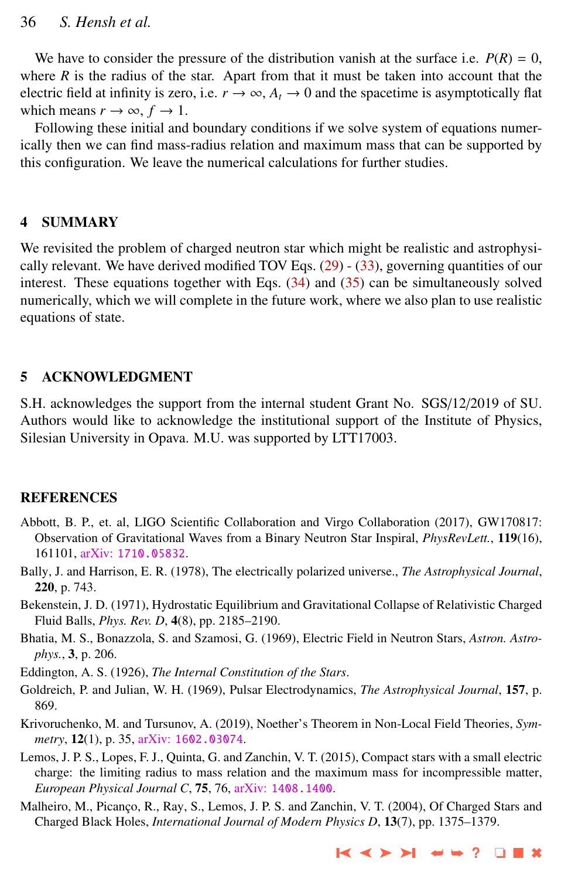We have to consider the pressure of the distribution vanish at the surface i.e. $P(R) = 0$, where $R$ is the radius of the star. Apart from that it must be taken into account that the electric field at infinity is zero, i.e. $r \to \infty$, $A_t \to 0$ and the spacetime is asymptotically flat which means $r \to \infty$, $f \to 1$.

Following these initial and boundary conditions if we solve system of equations numerically then we can find mass-radius relation and maximum mass that can be supported by this configuration. We leave the numerical calculations for further studies.

## 4 SUMMARY

We revisited the problem of charged neutron star which might be realistic and astrophysically relevant. We have derived modified TOV Eqs. (29) - (33), governing quantities of our interest. These equations together with Eqs. (34) and (35) can be simultaneously solved numerically, which we will complete in the future work, where we also plan to use realistic equations of state.

## 5 ACKNOWLEDGMENT

S.H. acknowledges the support from the internal student Grant No. SGS/12/2019 of SU. Authors would like to acknowledge the institutional support of the Institute of Physics, Silesian University in Opava. M.U. was supported by LTT17003.

## REFERENCES

Abbott, B. P., et. al, LIGO Scientific Collaboration and Virgo Collaboration (2017), GW170817: Observation of Gravitational Waves from a Binary Neutron Star Inspiral, *PhysRevLett.*, **119**(16), 161101, arXiv: 1710.05832.

Bally, J. and Harrison, E. R. (1978), The electrically polarized universe., *The Astrophysical Journal*, **220**, p. 743.

Bekenstein, J. D. (1971), Hydrostatic Equilibrium and Gravitational Collapse of Relativistic Charged Fluid Balls, *Phys. Rev. D*, **4**(8), pp. 2185–2190.

Bhatia, M. S., Bonazzola, S. and Szamosi, G. (1969), Electric Field in Neutron Stars, *Astron. Astrophys.*, **3**, p. 206.

Eddington, A. S. (1926), *The Internal Constitution of the Stars*.

Goldreich, P. and Julian, W. H. (1969), Pulsar Electrodynamics, *The Astrophysical Journal*, **157**, p. 869.

Krivoruchenko, M. and Tursunov, A. (2019), Noether's Theorem in Non-Local Field Theories, *Symmetry*, **12**(1), p. 35, arXiv: 1602.03074.

Lemos, J. P. S., Lopes, F. J., Quinta, G. and Zanchin, V. T. (2015), Compact stars with a small electric charge: the limiting radius to mass relation and the maximum mass for incompressible matter, *European Physical Journal C*, **75**, 76, arXiv: 1408.1400.

Malheiro, M., Picanço, R., Ray, S., Lemos, J. P. S. and Zanchin, V. T. (2004), Of Charged Stars and Charged Black Holes, *International Journal of Modern Physics D*, **13**(7), pp. 1375–1379.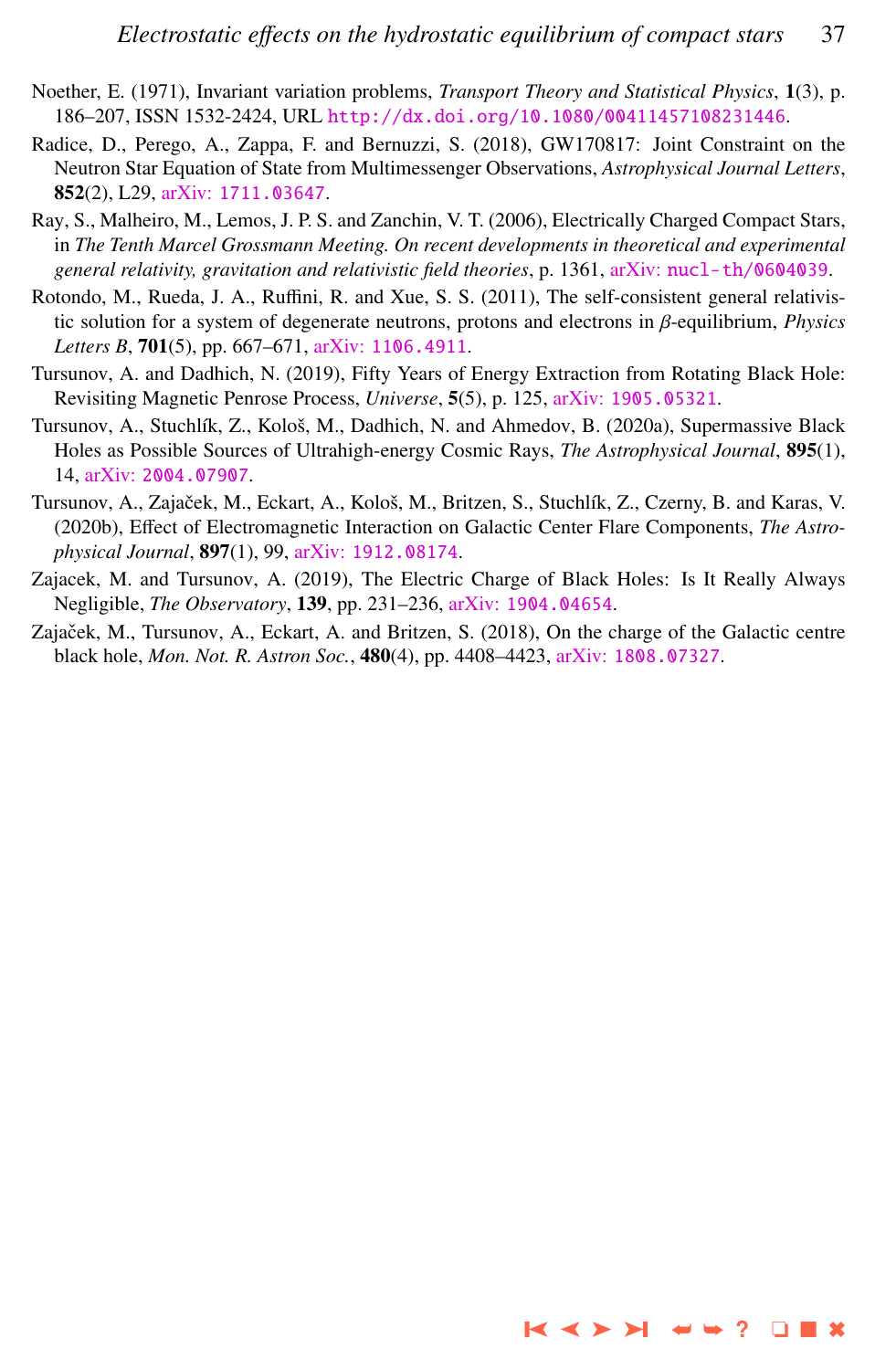Noether, E. (1971), Invariant variation problems, *Transport Theory and Statistical Physics*, **1**(3), p. 186–207, ISSN 1532-2424, URL http://dx.doi.org/10.1080/00411457108231446.

Radice, D., Perego, A., Zappa, F. and Bernuzzi, S. (2018), GW170817: Joint Constraint on the Neutron Star Equation of State from Multimessenger Observations, *Astrophysical Journal Letters*, **852**(2), L29, arXiv: 1711.03647.

Ray, S., Malheiro, M., Lemos, J. P. S. and Zanchin, V. T. (2006), Electrically Charged Compact Stars, in *The Tenth Marcel Grossmann Meeting. On recent developments in theoretical and experimental general relativity, gravitation and relativistic field theories*, p. 1361, arXiv: nucl-th/0604039.

Rotondo, M., Rueda, J. A., Ruffini, R. and Xue, S. S. (2011), The self-consistent general relativistic solution for a system of degenerate neutrons, protons and electrons in $\beta$-equilibrium, *Physics Letters B*, **701**(5), pp. 667–671, arXiv: 1106.4911.

Tursunov, A. and Dadhich, N. (2019), Fifty Years of Energy Extraction from Rotating Black Hole: Revisiting Magnetic Penrose Process, *Universe*, **5**(5), p. 125, arXiv: 1905.05321.

Tursunov, A., Stuchlík, Z., Kološ, M., Dadhich, N. and Ahmedov, B. (2020a), Supermassive Black Holes as Possible Sources of Ultrahigh-energy Cosmic Rays, *The Astrophysical Journal*, **895**(1), 14, arXiv: 2004.07907.

Tursunov, A., Zajaček, M., Eckart, A., Kološ, M., Britzen, S., Stuchlík, Z., Czerny, B. and Karas, V. (2020b), Effect of Electromagnetic Interaction on Galactic Center Flare Components, *The Astrophysical Journal*, **897**(1), 99, arXiv: 1912.08174.

Zajacek, M. and Tursunov, A. (2019), The Electric Charge of Black Holes: Is It Really Always Negligible, *The Observatory*, **139**, pp. 231–236, arXiv: 1904.04654.

Zajaček, M., Tursunov, A., Eckart, A. and Britzen, S. (2018), On the charge of the Galactic centre black hole, *Mon. Not. R. Astron Soc.*, **480**(4), pp. 4408–4423, arXiv: 1808.07327.